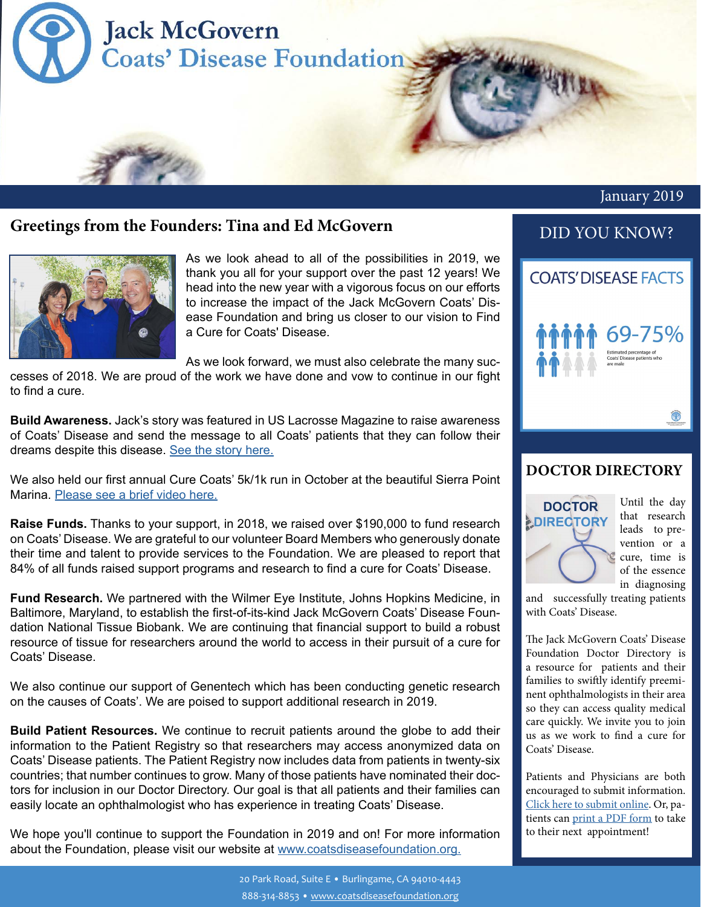# Jack McGovern Coats' Disease Foundation

January 2019

## Greetings from the Founders: Tina and Ed McGovern

As we look ahead to all of the possibilities in 2019, we thank you all for your support over the past 12 years! We head into the new year with a vigorous focus on our efforts to increase the impact of the Jack McGovern Coats' Disease Foundation and bring us closer to our vision to Find a Cure for Coats' Disease.

As we look forward, we must also celebrate the many successes of 2018. We are proud of the work we have done and vow to continue in our fight to find a cure.

**Build Awareness.** Jack's story was featured in US Lacrosse Magazine to raise awareness of Coats' Disease and send the message to all Coats' patients that they can follow their dreams despite this disease. See the story here.

We also held our first annual Cure Coats' 5k/1k run in October at the beautiful Sierra Point Marina. Please see a brief video here.

**Raise Funds.** Thanks to your support, in 2018, we raised over $190,000 to fund research on Coats' Disease. We are grateful to our volunteer Board Members who generously donate their time and talent to provide services to the Foundation. We are pleased to report that 84% of all funds raised support programs and research to find a cure for Coats' Disease.

**Fund Research.** We partnered with the Wilmer Eye Institute, Johns Hopkins Medicine, in Baltimore, Maryland, to establish the first-of-its-kind Jack McGovern Coats' Disease Foundation National Tissue Biobank. We are continuing that financial support to build a robust resource of tissue for researchers around the world to access in their pursuit of a cure for Coats' Disease.

We also continue our support of Genentech which has been conducting genetic research on the causes of Coats'. We are poised to support additional research in 2019.

**Build Patient Resources.** We continue to recruit patients around the globe to add their information to the Patient Registry so that researchers may access anonymized data on Coats' Disease patients. The Patient Registry now includes data from patients in twenty-six countries; that number continues to grow. Many of those patients have nominated their doctors for inclusion in our Doctor Directory. Our goal is that all patients and their families can easily locate an ophthalmologist who has experience in treating Coats' Disease.

We hope you'll continue to support the Foundation in 2019 and on! For more information about the Foundation, please visit our website at www.coatsdiseasefoundation.org.

## DID YOU KNOW?

### COATS' DISEASE FACTS

**69-75%**

Estimated percentage of Coats' Disease patients who are male

## DOCTOR DIRECTORY

Until the day that research leads to prevention or a cure, time is of the essence in diagnosing and successfully treating patients with Coats' Disease.

The Jack McGovern Coats' Disease Foundation Doctor Directory is a resource for patients and their families to swiftly identify preeminent ophthalmologists in their area so they can access quality medical care quickly. We invite you to join us as we work to find a cure for Coats' Disease.

Patients and Physicians are both encouraged to submit information. Click here to submit online. Or, patients can print a PDF form to take to their next appointment!

20 Park Road, Suite E • Burlingame, CA 94010-4443
888-314-8853 • www.coatsdiseasefoundation.org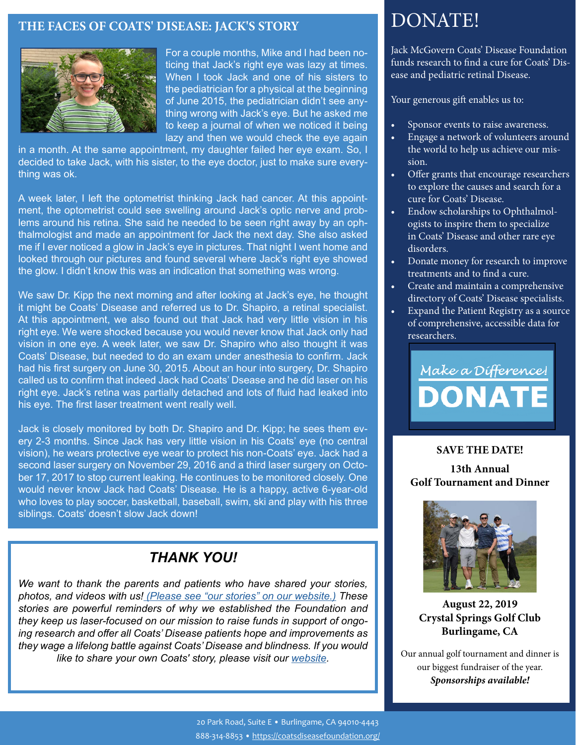## THE FACES OF COATS' DISEASE: JACK'S STORY

For a couple months, Mike and I had been noticing that Jack's right eye was lazy at times. When I took Jack and one of his sisters to the pediatrician for a physical at the beginning of June 2015, the pediatrician didn't see anything wrong with Jack's eye. But he asked me to keep a journal of when we noticed it being lazy and then we would check the eye again in a month. At the same appointment, my daughter failed her eye exam. So, I decided to take Jack, with his sister, to the eye doctor, just to make sure everything was ok.

A week later, I left the optometrist thinking Jack had cancer. At this appointment, the optometrist could see swelling around Jack's optic nerve and problems around his retina. She said he needed to be seen right away by an ophthalmologist and made an appointment for Jack the next day. She also asked me if I ever noticed a glow in Jack's eye in pictures. That night I went home and looked through our pictures and found several where Jack's right eye showed the glow. I didn't know this was an indication that something was wrong.

We saw Dr. Kipp the next morning and after looking at Jack's eye, he thought it might be Coats' Disease and referred us to Dr. Shapiro, a retinal specialist. At this appointment, we also found out that Jack had very little vision in his right eye. We were shocked because you would never know that Jack only had vision in one eye. A week later, we saw Dr. Shapiro who also thought it was Coats' Disease, but needed to do an exam under anesthesia to confirm. Jack had his first surgery on June 30, 2015. About an hour into surgery, Dr. Shapiro called us to confirm that indeed Jack had Coats' Dsease and he did laser on his right eye. Jack's retina was partially detached and lots of fluid had leaked into his eye. The first laser treatment went really well.

Jack is closely monitored by both Dr. Shapiro and Dr. Kipp; he sees them every 2-3 months. Since Jack has very little vision in his Coats' eye (no central vision), he wears protective eye wear to protect his non-Coats' eye. Jack had a second laser surgery on November 29, 2016 and a third laser surgery on October 17, 2017 to stop current leaking. He continues to be monitored closely. One would never know Jack had Coats' Disease. He is a happy, active 6-year-old who loves to play soccer, basketball, baseball, swim, ski and play with his three siblings. Coats' doesn't slow Jack down!

## *THANK YOU!*

*We want to thank the parents and patients who have shared your stories, photos, and videos with us! (Please see "our stories" on our website.) These stories are powerful reminders of why we established the Foundation and they keep us laser-focused on our mission to raise funds in support of ongoing research and offer all Coats' Disease patients hope and improvements as they wage a lifelong battle against Coats' Disease and blindness. If you would like to share your own Coats' story, please visit our website.*

# DONATE!

Jack McGovern Coats' Disease Foundation funds research to find a cure for Coats' Disease and pediatric retinal Disease.

Your generous gift enables us to:

- Sponsor events to raise awareness.
- Engage a network of volunteers around the world to help us achieve our mission.
- Offer grants that encourage researchers to explore the causes and search for a cure for Coats' Disease.
- Endow scholarships to Ophthalmologists to inspire them to specialize in Coats' Disease and other rare eye disorders.
- Donate money for research to improve treatments and to find a cure.
- Create and maintain a comprehensive directory of Coats' Disease specialists.
- Expand the Patient Registry as a source of comprehensive, accessible data for researchers.

*Make a Difference!*
**DONATE**

**SAVE THE DATE!**

**13th Annual**
**Golf Tournament and Dinner**

**August 22, 2019**
**Crystal Springs Golf Club**
**Burlingame, CA**

Our annual golf tournament and dinner is our biggest fundraiser of the year. ***Sponsorships available!***

20 Park Road, Suite E • Burlingame, CA 94010-4443
888-314-8853 • https://coatsdiseasefoundation.org/